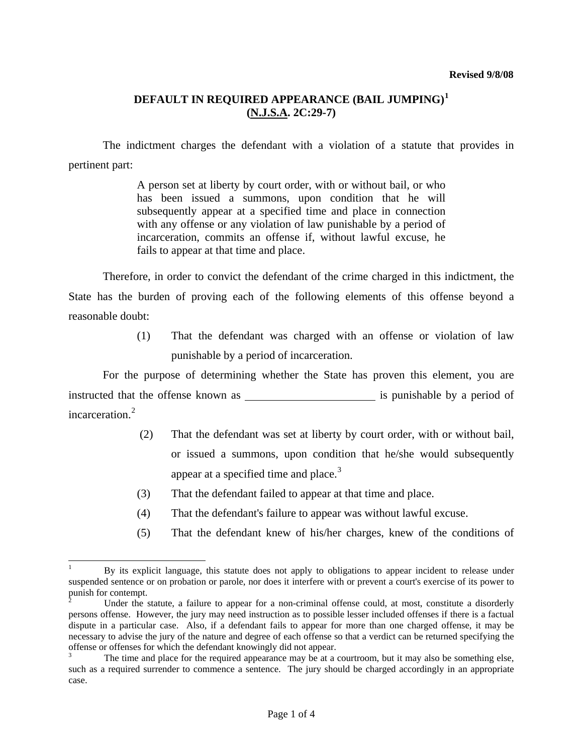**Revised 9/8/08**

# DEFAULT IN REQUIRED APPEARANCE (BAIL JUMPING)[1]
## (N.J.S.A. 2C:29-7)

The indictment charges the defendant with a violation of a statute that provides in pertinent part:

> A person set at liberty by court order, with or without bail, or who has been issued a summons, upon condition that he will subsequently appear at a specified time and place in connection with any offense or any violation of law punishable by a period of incarceration, commits an offense if, without lawful excuse, he fails to appear at that time and place.

Therefore, in order to convict the defendant of the crime charged in this indictment, the State has the burden of proving each of the following elements of this offense beyond a reasonable doubt:

(1) That the defendant was charged with an offense or violation of law punishable by a period of incarceration.

For the purpose of determining whether the State has proven this element, you are instructed that the offense known as ______________________ is punishable by a period of incarceration.[2]

(2) That the defendant was set at liberty by court order, with or without bail, or issued a summons, upon condition that he/she would subsequently appear at a specified time and place.[3]

(3) That the defendant failed to appear at that time and place.

(4) That the defendant's failure to appear was without lawful excuse.

(5) That the defendant knew of his/her charges, knew of the conditions of

---

[1] By its explicit language, this statute does not apply to obligations to appear incident to release under suspended sentence or on probation or parole, nor does it interfere with or prevent a court's exercise of its power to punish for contempt.

[2] Under the statute, a failure to appear for a non-criminal offense could, at most, constitute a disorderly persons offense. However, the jury may need instruction as to possible lesser included offenses if there is a factual dispute in a particular case. Also, if a defendant fails to appear for more than one charged offense, it may be necessary to advise the jury of the nature and degree of each offense so that a verdict can be returned specifying the offense or offenses for which the defendant knowingly did not appear.

[3] The time and place for the required appearance may be at a courtroom, but it may also be something else, such as a required surrender to commence a sentence. The jury should be charged accordingly in an appropriate case.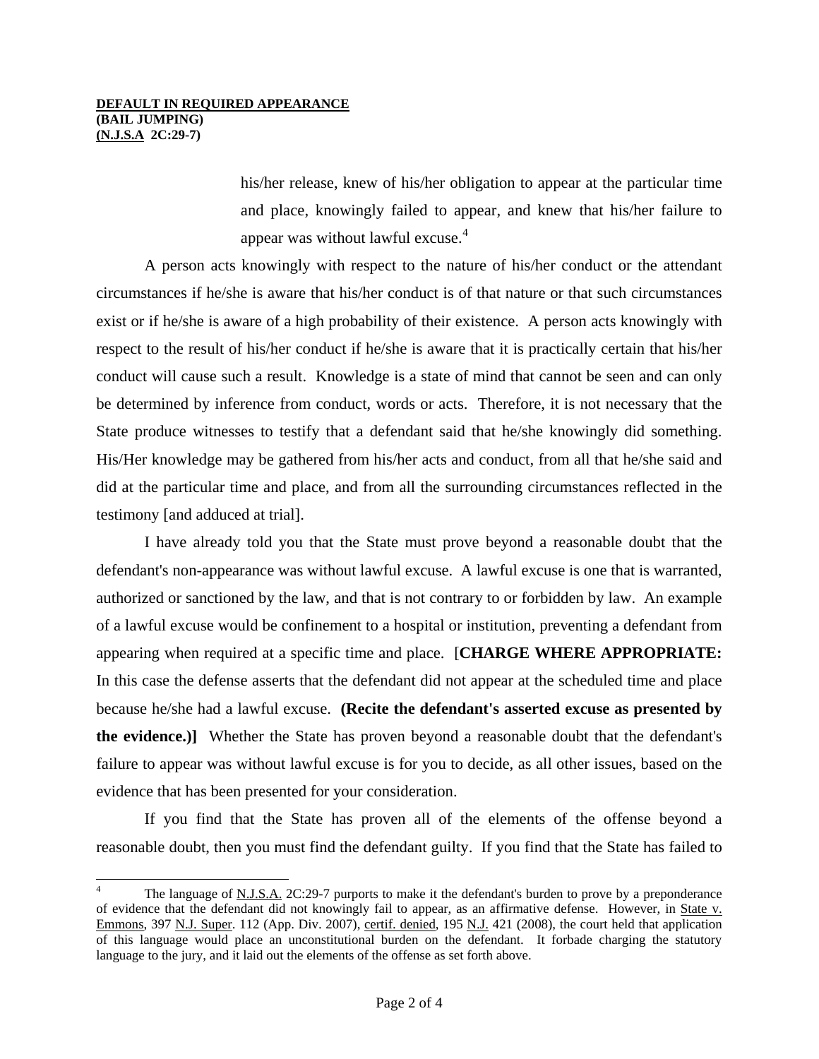his/her release, knew of his/her obligation to appear at the particular time and place, knowingly failed to appear, and knew that his/her failure to appear was without lawful excuse.[4]

A person acts knowingly with respect to the nature of his/her conduct or the attendant circumstances if he/she is aware that his/her conduct is of that nature or that such circumstances exist or if he/she is aware of a high probability of their existence. A person acts knowingly with respect to the result of his/her conduct if he/she is aware that it is practically certain that his/her conduct will cause such a result. Knowledge is a state of mind that cannot be seen and can only be determined by inference from conduct, words or acts. Therefore, it is not necessary that the State produce witnesses to testify that a defendant said that he/she knowingly did something. His/Her knowledge may be gathered from his/her acts and conduct, from all that he/she said and did at the particular time and place, and from all the surrounding circumstances reflected in the testimony [and adduced at trial].

I have already told you that the State must prove beyond a reasonable doubt that the defendant's non-appearance was without lawful excuse. A lawful excuse is one that is warranted, authorized or sanctioned by the law, and that is not contrary to or forbidden by law. An example of a lawful excuse would be confinement to a hospital or institution, preventing a defendant from appearing when required at a specific time and place. [**CHARGE WHERE APPROPRIATE:** In this case the defense asserts that the defendant did not appear at the scheduled time and place because he/she had a lawful excuse. **(Recite the defendant's asserted excuse as presented by the evidence.)]** Whether the State has proven beyond a reasonable doubt that the defendant's failure to appear was without lawful excuse is for you to decide, as all other issues, based on the evidence that has been presented for your consideration.

If you find that the State has proven all of the elements of the offense beyond a reasonable doubt, then you must find the defendant guilty. If you find that the State has failed to

---

[4] The language of N.J.S.A. 2C:29-7 purports to make it the defendant's burden to prove by a preponderance of evidence that the defendant did not knowingly fail to appear, as an affirmative defense. However, in State v. Emmons, 397 N.J. Super. 112 (App. Div. 2007), certif. denied, 195 N.J. 421 (2008), the court held that application of this language would place an unconstitutional burden on the defendant. It forbade charging the statutory language to the jury, and it laid out the elements of the offense as set forth above.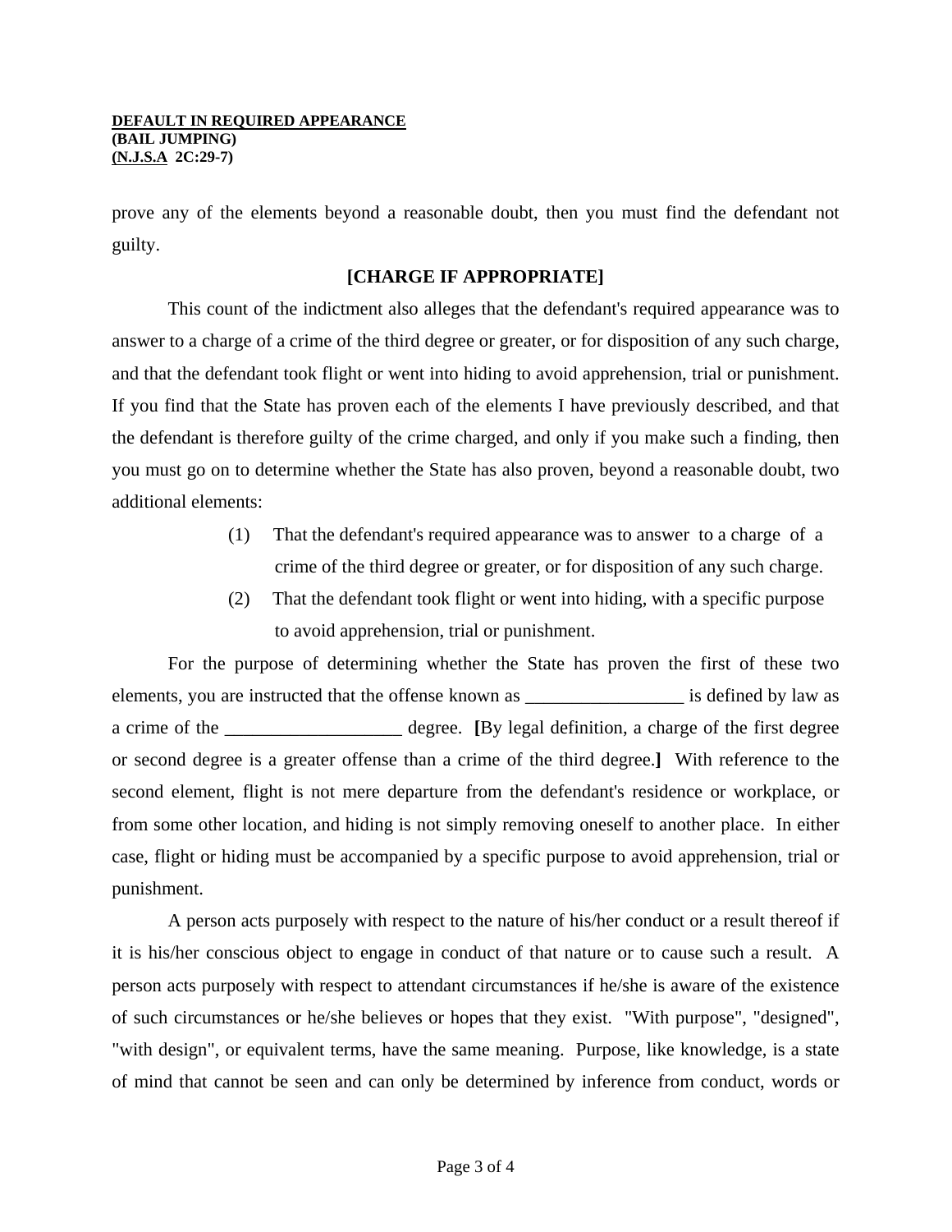prove any of the elements beyond a reasonable doubt, then you must find the defendant not guilty.

**[CHARGE IF APPROPRIATE]**

This count of the indictment also alleges that the defendant's required appearance was to answer to a charge of a crime of the third degree or greater, or for disposition of any such charge, and that the defendant took flight or went into hiding to avoid apprehension, trial or punishment. If you find that the State has proven each of the elements I have previously described, and that the defendant is therefore guilty of the crime charged, and only if you make such a finding, then you must go on to determine whether the State has also proven, beyond a reasonable doubt, two additional elements:

(1) That the defendant's required appearance was to answer to a charge of a crime of the third degree or greater, or for disposition of any such charge.

(2) That the defendant took flight or went into hiding, with a specific purpose to avoid apprehension, trial or punishment.

For the purpose of determining whether the State has proven the first of these two elements, you are instructed that the offense known as _________________ is defined by law as a crime of the ___________________ degree. **[**By legal definition, a charge of the first degree or second degree is a greater offense than a crime of the third degree.**]** With reference to the second element, flight is not mere departure from the defendant's residence or workplace, or from some other location, and hiding is not simply removing oneself to another place. In either case, flight or hiding must be accompanied by a specific purpose to avoid apprehension, trial or punishment.

A person acts purposely with respect to the nature of his/her conduct or a result thereof if it is his/her conscious object to engage in conduct of that nature or to cause such a result. A person acts purposely with respect to attendant circumstances if he/she is aware of the existence of such circumstances or he/she believes or hopes that they exist. "With purpose", "designed", "with design", or equivalent terms, have the same meaning. Purpose, like knowledge, is a state of mind that cannot be seen and can only be determined by inference from conduct, words or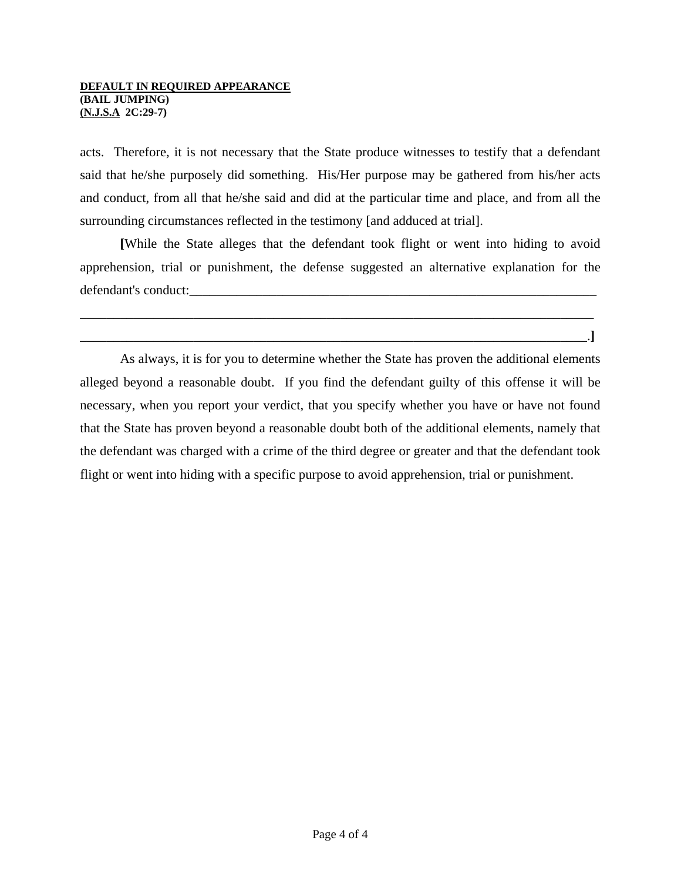acts. Therefore, it is not necessary that the State produce witnesses to testify that a defendant said that he/she purposely did something. His/Her purpose may be gathered from his/her acts and conduct, from all that he/she said and did at the particular time and place, and from all the surrounding circumstances reflected in the testimony [and adduced at trial].

**[**While the State alleges that the defendant took flight or went into hiding to avoid apprehension, trial or punishment, the defense suggested an alternative explanation for the defendant's conduct:________________________________________________________________

______________________________________________________________________________

______________________________________________________________________________.**]**

As always, it is for you to determine whether the State has proven the additional elements alleged beyond a reasonable doubt. If you find the defendant guilty of this offense it will be necessary, when you report your verdict, that you specify whether you have or have not found that the State has proven beyond a reasonable doubt both of the additional elements, namely that the defendant was charged with a crime of the third degree or greater and that the defendant took flight or went into hiding with a specific purpose to avoid apprehension, trial or punishment.